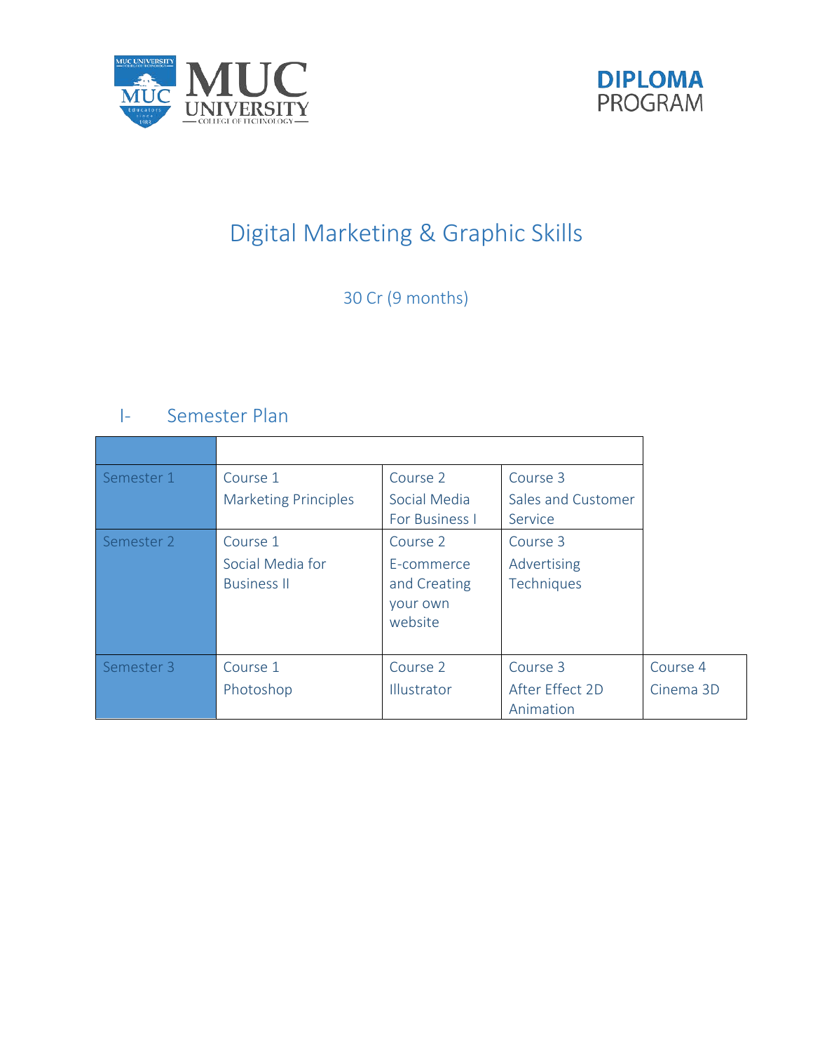MUC UNIVERSITY
COLLEGE OF TECHNOLOGY

**DIPLOMA**
PROGRAM

# Digital Marketing & Graphic Skills

30 Cr (9 months)

## I- Semester Plan

| | | | | |
|---|---|---|---|---|
| Semester 1 | Course 1<br>Marketing Principles | Course 2<br>Social Media For Business I | Course 3<br>Sales and Customer Service | |
| Semester 2 | Course 1<br>Social Media for Business II | Course 2<br>E-commerce and Creating your own website | Course 3<br>Advertising Techniques | |
| Semester 3 | Course 1<br>Photoshop | Course 2<br>Illustrator | Course 3<br>After Effect 2D Animation | Course 4<br>Cinema 3D |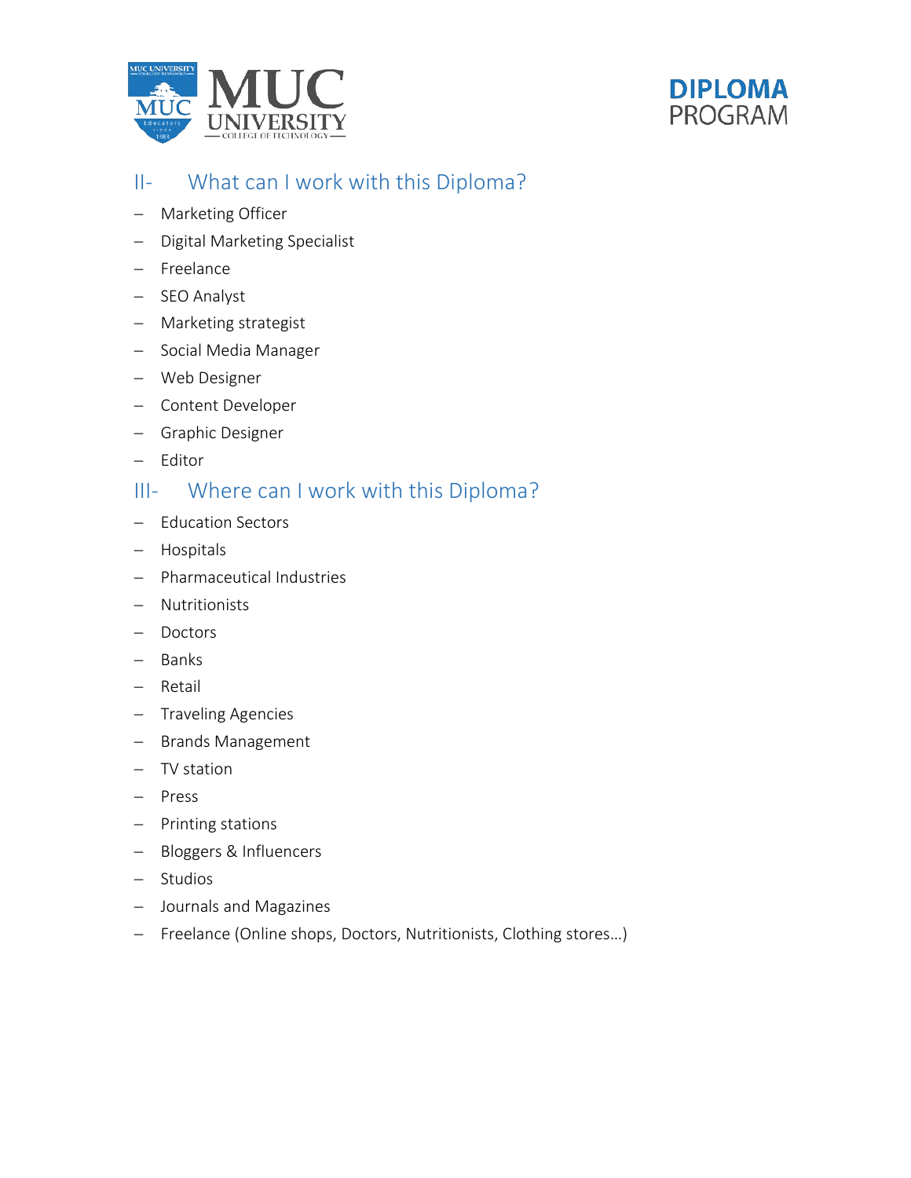## II- What can I work with this Diploma?

- Marketing Officer
- Digital Marketing Specialist
- Freelance
- SEO Analyst
- Marketing strategist
- Social Media Manager
- Web Designer
- Content Developer
- Graphic Designer
- Editor

## III- Where can I work with this Diploma?

- Education Sectors
- Hospitals
- Pharmaceutical Industries
- Nutritionists
- Doctors
- Banks
- Retail
- Traveling Agencies
- Brands Management
- TV station
- Press
- Printing stations
- Bloggers & Influencers
- Studios
- Journals and Magazines
- Freelance (Online shops, Doctors, Nutritionists, Clothing stores…)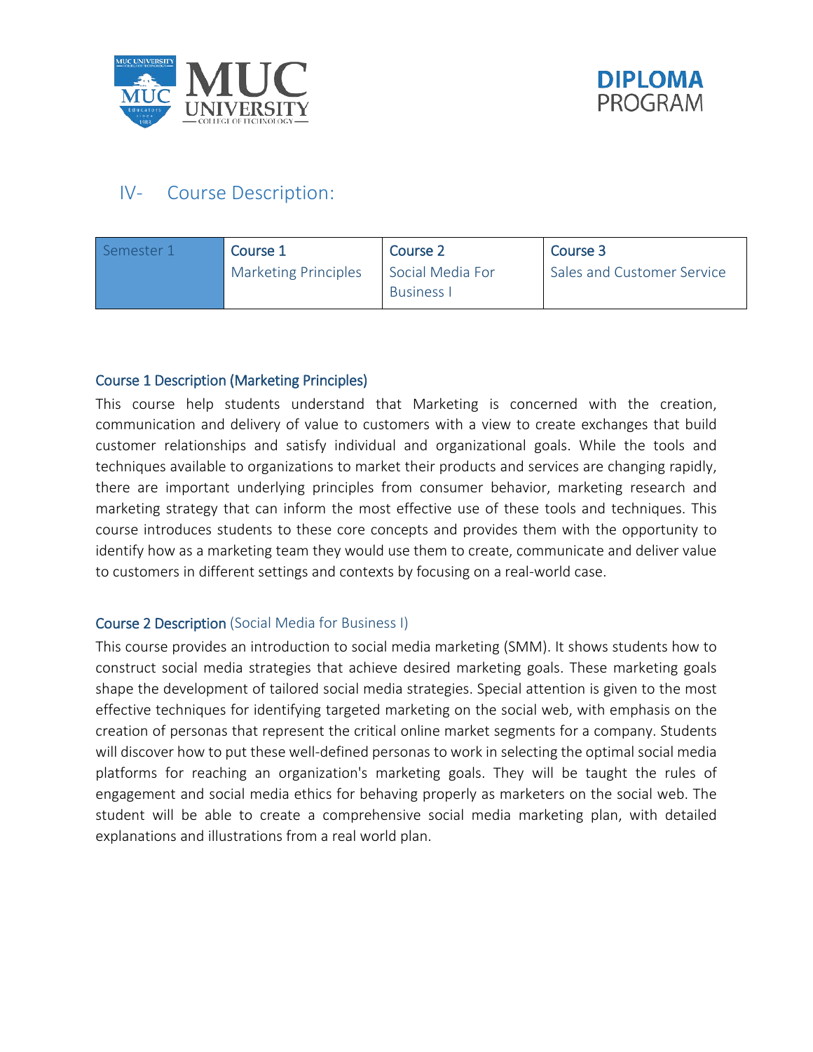## IV- Course Description:

| Semester 1 | Course 1<br>Marketing Principles | Course 2<br>Social Media For Business I | Course 3<br>Sales and Customer Service |
|---|---|---|---|

### Course 1 Description (Marketing Principles)

This course help students understand that Marketing is concerned with the creation, communication and delivery of value to customers with a view to create exchanges that build customer relationships and satisfy individual and organizational goals. While the tools and techniques available to organizations to market their products and services are changing rapidly, there are important underlying principles from consumer behavior, marketing research and marketing strategy that can inform the most effective use of these tools and techniques. This course introduces students to these core concepts and provides them with the opportunity to identify how as a marketing team they would use them to create, communicate and deliver value to customers in different settings and contexts by focusing on a real-world case.

### Course 2 Description (Social Media for Business I)

This course provides an introduction to social media marketing (SMM). It shows students how to construct social media strategies that achieve desired marketing goals. These marketing goals shape the development of tailored social media strategies. Special attention is given to the most effective techniques for identifying targeted marketing on the social web, with emphasis on the creation of personas that represent the critical online market segments for a company. Students will discover how to put these well-defined personas to work in selecting the optimal social media platforms for reaching an organization's marketing goals. They will be taught the rules of engagement and social media ethics for behaving properly as marketers on the social web. The student will be able to create a comprehensive social media marketing plan, with detailed explanations and illustrations from a real world plan.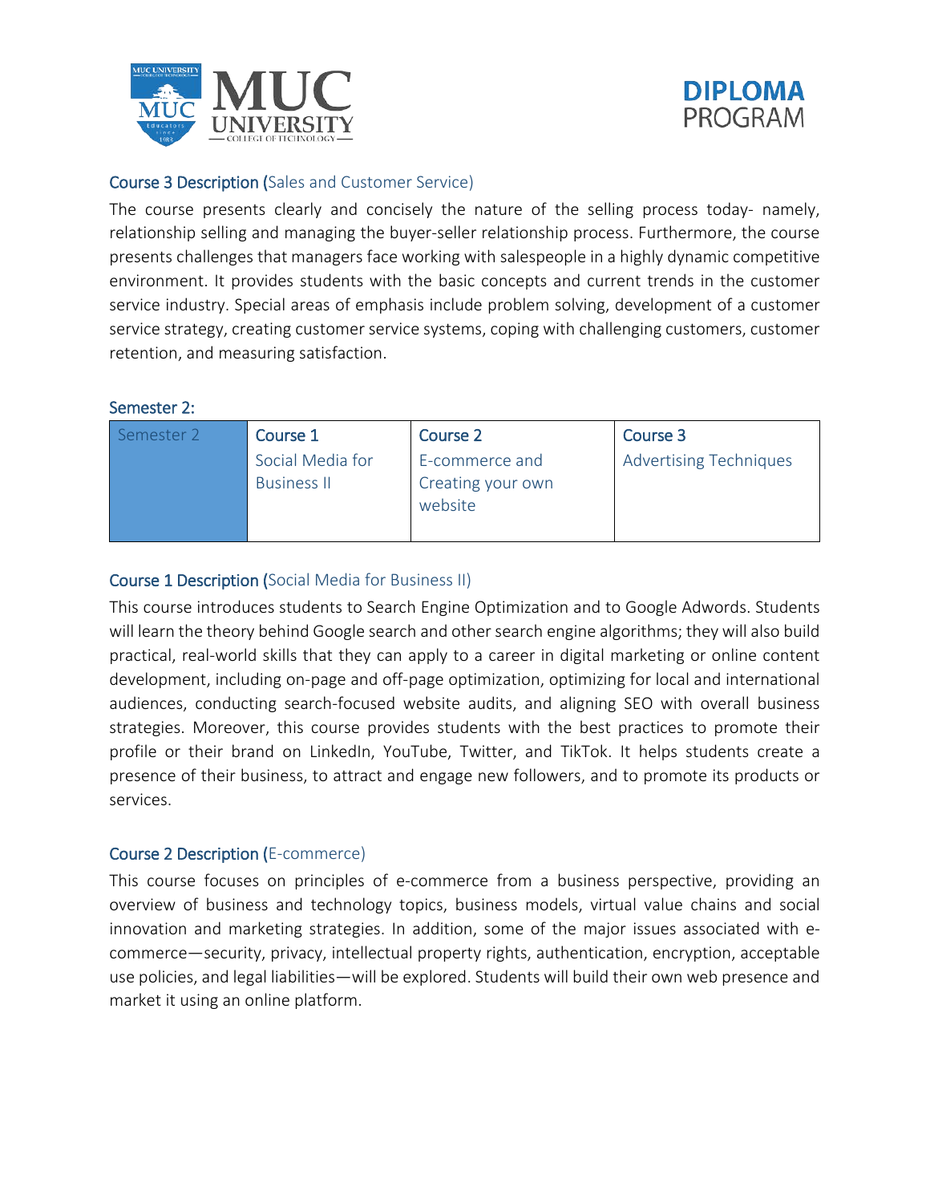### Course 3 Description (Sales and Customer Service)

The course presents clearly and concisely the nature of the selling process today- namely, relationship selling and managing the buyer-seller relationship process. Furthermore, the course presents challenges that managers face working with salespeople in a highly dynamic competitive environment. It provides students with the basic concepts and current trends in the customer service industry. Special areas of emphasis include problem solving, development of a customer service strategy, creating customer service systems, coping with challenging customers, customer retention, and measuring satisfaction.

### Semester 2:

| Semester 2 | Course 1 | Course 2 | Course 3 |
|---|---|---|---|
| | Social Media for Business II | E-commerce and Creating your own website | Advertising Techniques |

### Course 1 Description (Social Media for Business II)

This course introduces students to Search Engine Optimization and to Google Adwords. Students will learn the theory behind Google search and other search engine algorithms; they will also build practical, real-world skills that they can apply to a career in digital marketing or online content development, including on-page and off-page optimization, optimizing for local and international audiences, conducting search-focused website audits, and aligning SEO with overall business strategies. Moreover, this course provides students with the best practices to promote their profile or their brand on LinkedIn, YouTube, Twitter, and TikTok. It helps students create a presence of their business, to attract and engage new followers, and to promote its products or services.

### Course 2 Description (E-commerce)

This course focuses on principles of e-commerce from a business perspective, providing an overview of business and technology topics, business models, virtual value chains and social innovation and marketing strategies. In addition, some of the major issues associated with e-commerce—security, privacy, intellectual property rights, authentication, encryption, acceptable use policies, and legal liabilities—will be explored. Students will build their own web presence and market it using an online platform.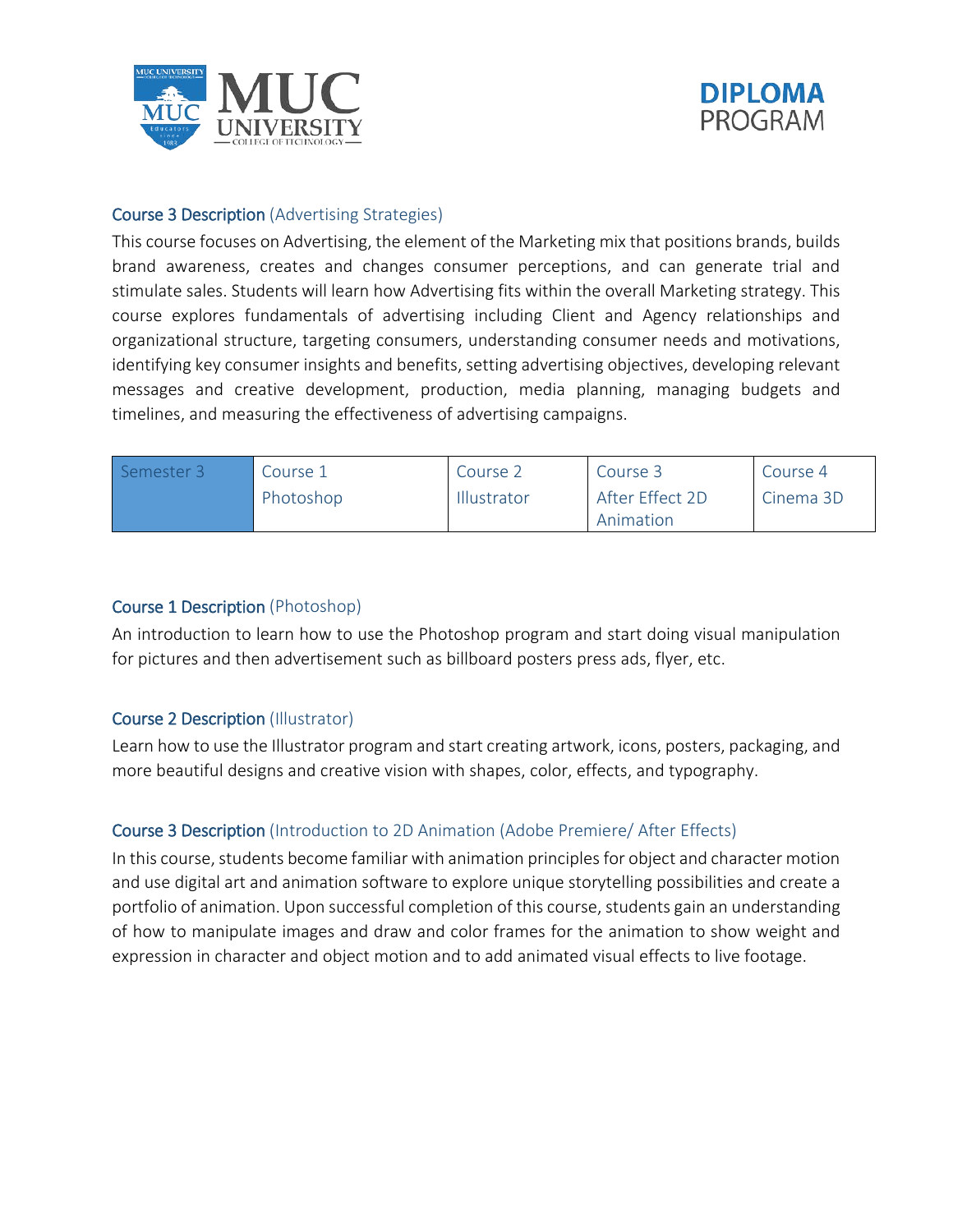### Course 3 Description (Advertising Strategies)

This course focuses on Advertising, the element of the Marketing mix that positions brands, builds brand awareness, creates and changes consumer perceptions, and can generate trial and stimulate sales. Students will learn how Advertising fits within the overall Marketing strategy. This course explores fundamentals of advertising including Client and Agency relationships and organizational structure, targeting consumers, understanding consumer needs and motivations, identifying key consumer insights and benefits, setting advertising objectives, developing relevant messages and creative development, production, media planning, managing budgets and timelines, and measuring the effectiveness of advertising campaigns.

| Semester 3 | Course 1 Photoshop | Course 2 Illustrator | Course 3 After Effect 2D Animation | Course 4 Cinema 3D |
|---|---|---|---|---|

### Course 1 Description (Photoshop)

An introduction to learn how to use the Photoshop program and start doing visual manipulation for pictures and then advertisement such as billboard posters press ads, flyer, etc.

### Course 2 Description (Illustrator)

Learn how to use the Illustrator program and start creating artwork, icons, posters, packaging, and more beautiful designs and creative vision with shapes, color, effects, and typography.

### Course 3 Description (Introduction to 2D Animation (Adobe Premiere/ After Effects)

In this course, students become familiar with animation principles for object and character motion and use digital art and animation software to explore unique storytelling possibilities and create a portfolio of animation. Upon successful completion of this course, students gain an understanding of how to manipulate images and draw and color frames for the animation to show weight and expression in character and object motion and to add animated visual effects to live footage.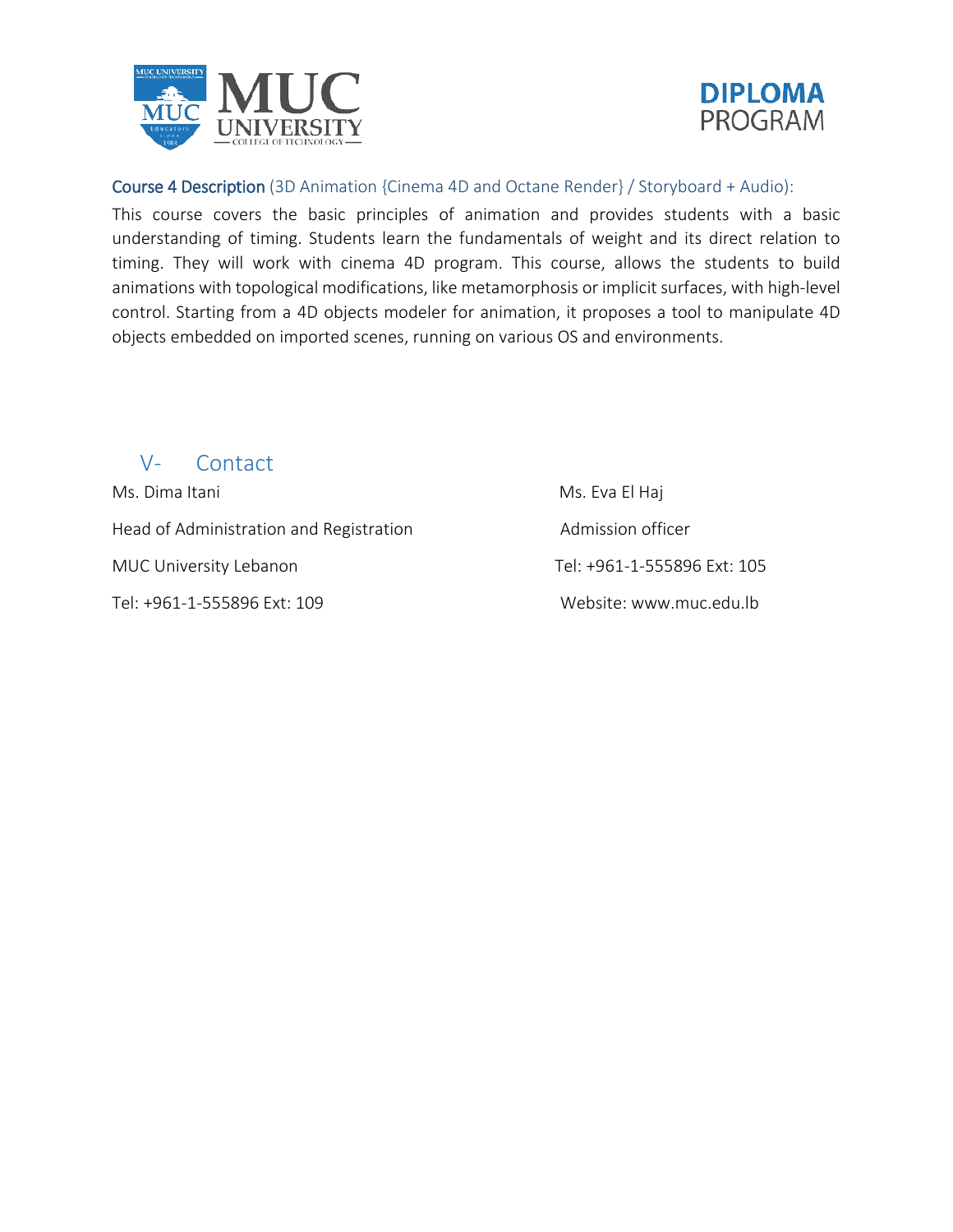**Course 4 Description** (3D Animation {Cinema 4D and Octane Render} / Storyboard + Audio):

This course covers the basic principles of animation and provides students with a basic understanding of timing. Students learn the fundamentals of weight and its direct relation to timing. They will work with cinema 4D program. This course, allows the students to build animations with topological modifications, like metamorphosis or implicit surfaces, with high-level control. Starting from a 4D objects modeler for animation, it proposes a tool to manipulate 4D objects embedded on imported scenes, running on various OS and environments.

## V- Contact

Ms. Dima Itani

Head of Administration and Registration

MUC University Lebanon

Tel: +961-1-555896 Ext: 109

Ms. Eva El Haj

Admission officer

Tel: +961-1-555896 Ext: 105

Website: www.muc.edu.lb